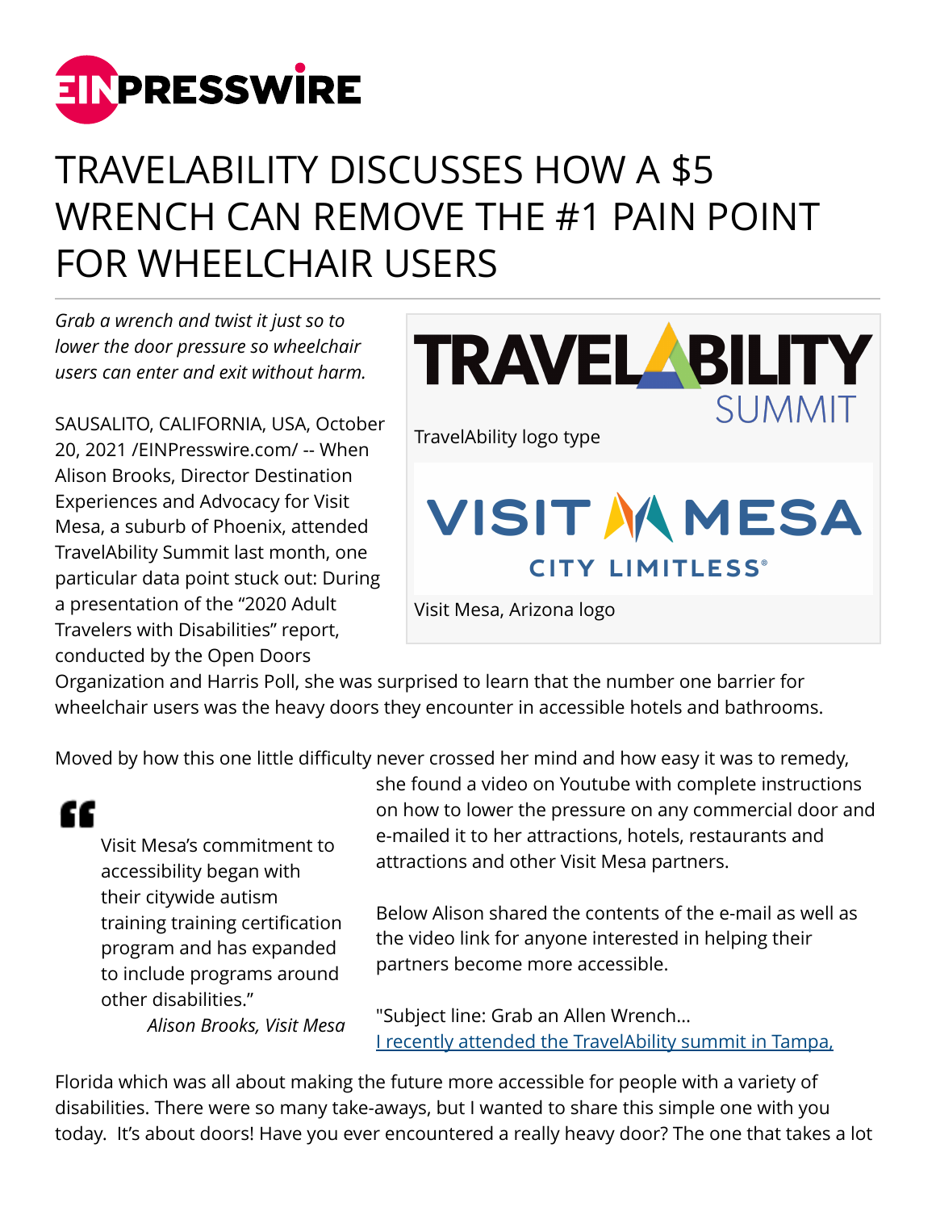# TRAVELABILITY DISCUSSES HOW A $5 WRENCH CAN REMOVE THE #1 PAIN POINT FOR WHEELCHAIR USERS

*Grab a wrench and twist it just so to lower the door pressure so wheelchair users can enter and exit without harm.*

SAUSALITO, CALIFORNIA, USA, October 20, 2021 /EINPresswire.com/ -- When Alison Brooks, Director Destination Experiences and Advocacy for Visit Mesa, a suburb of Phoenix, attended TravelAbility Summit last month, one particular data point stuck out: During a presentation of the "2020 Adult Travelers with Disabilities" report, conducted by the Open Doors Organization and Harris Poll, she was surprised to learn that the number one barrier for wheelchair users was the heavy doors they encounter in accessible hotels and bathrooms.

TravelAbility logo type

Visit Mesa, Arizona logo

Moved by how this one little difficulty never crossed her mind and how easy it was to remedy, she found a video on Youtube with complete instructions on how to lower the pressure on any commercial door and e-mailed it to her attractions, hotels, restaurants and attractions and other Visit Mesa partners.

> Visit Mesa's commitment to accessibility began with their citywide autism training training certification program and has expanded to include programs around other disabilities."
>
> *Alison Brooks, Visit Mesa*

Below Alison shared the contents of the e-mail as well as the video link for anyone interested in helping their partners become more accessible.

"Subject line: Grab an Allen Wrench…
I recently attended the TravelAbility summit in Tampa, Florida which was all about making the future more accessible for people with a variety of disabilities. There were so many take-aways, but I wanted to share this simple one with you today. It's about doors! Have you ever encountered a really heavy door? The one that takes a lot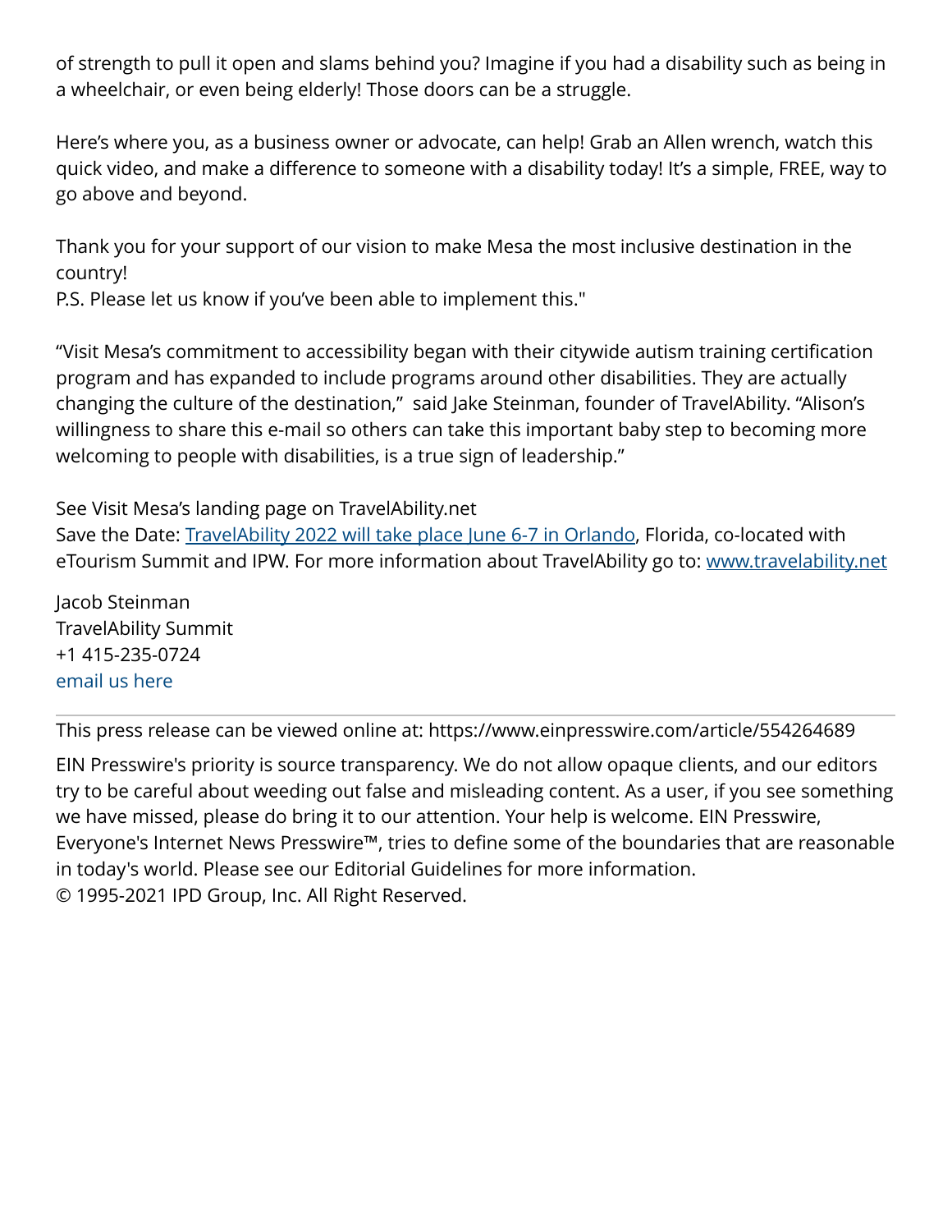of strength to pull it open and slams behind you? Imagine if you had a disability such as being in a wheelchair, or even being elderly! Those doors can be a struggle.

Here's where you, as a business owner or advocate, can help! Grab an Allen wrench, watch this quick video, and make a difference to someone with a disability today! It's a simple, FREE, way to go above and beyond.

Thank you for your support of our vision to make Mesa the most inclusive destination in the country!
P.S. Please let us know if you've been able to implement this."

"Visit Mesa's commitment to accessibility began with their citywide autism training certification program and has expanded to include programs around other disabilities. They are actually changing the culture of the destination," said Jake Steinman, founder of TravelAbility. "Alison's willingness to share this e-mail so others can take this important baby step to becoming more welcoming to people with disabilities, is a true sign of leadership."

See Visit Mesa's landing page on TravelAbility.net
Save the Date: [TravelAbility 2022 will take place June 6-7 in Orlando](), Florida, co-located with eTourism Summit and IPW. For more information about TravelAbility go to: [www.travelability.net](www.travelability.net)

Jacob Steinman
TravelAbility Summit
+1 415-235-0724
email us here

---

This press release can be viewed online at: https://www.einpresswire.com/article/554264689

EIN Presswire's priority is source transparency. We do not allow opaque clients, and our editors try to be careful about weeding out false and misleading content. As a user, if you see something we have missed, please do bring it to our attention. Your help is welcome. EIN Presswire, Everyone's Internet News Presswire™, tries to define some of the boundaries that are reasonable in today's world. Please see our Editorial Guidelines for more information.
© 1995-2021 IPD Group, Inc. All Right Reserved.